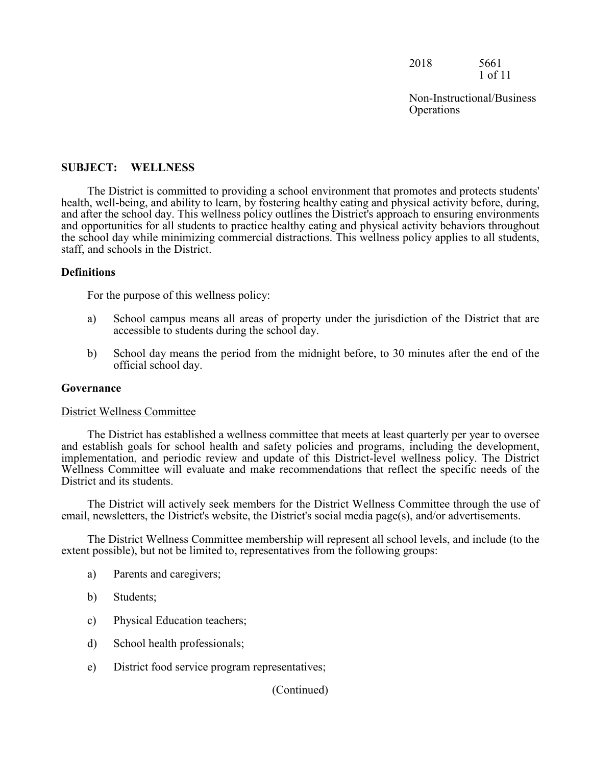2018 5661

Non-Instructional/Business Operations

## SUBJECT: WELLNESS

The District is committed to providing a school environment that promotes and protects students' health, well-being, and ability to learn, by fostering healthy eating and physical activity before, during, and after the school day. This wellness policy outlines the District's approach to ensuring environments and opportunities for all students to practice healthy eating and physical activity behaviors throughout the school day while minimizing commercial distractions. This wellness policy applies to all students, staff, and schools in the District.

### Definitions

For the purpose of this wellness policy:

a) School campus means all areas of property under the jurisdiction of the District that are accessible to students during the school day.

b) School day means the period from the midnight before, to 30 minutes after the end of the official school day.

### Governance

#### District Wellness Committee

The District has established a wellness committee that meets at least quarterly per year to oversee and establish goals for school health and safety policies and programs, including the development, implementation, and periodic review and update of this District-level wellness policy. The District Wellness Committee will evaluate and make recommendations that reflect the specific needs of the District and its students.

The District will actively seek members for the District Wellness Committee through the use of email, newsletters, the District's website, the District's social media page(s), and/or advertisements.

The District Wellness Committee membership will represent all school levels, and include (to the extent possible), but not be limited to, representatives from the following groups:

a) Parents and caregivers;

b) Students;

c) Physical Education teachers;

d) School health professionals;

e) District food service program representatives;

(Continued)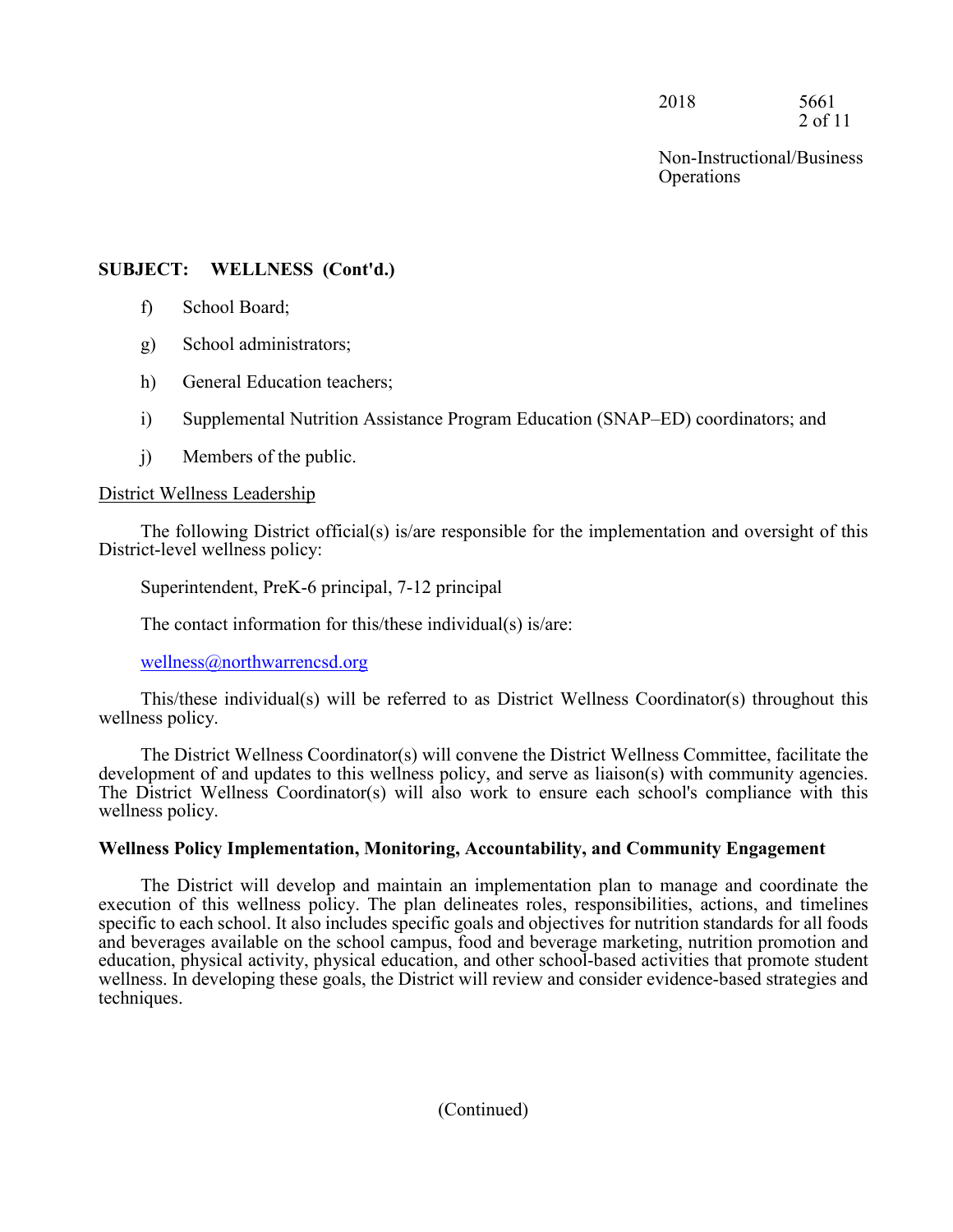**SUBJECT: WELLNESS (Cont'd.)**

f) School Board;

g) School administrators;

h) General Education teachers;

i) Supplemental Nutrition Assistance Program Education (SNAP–ED) coordinators; and

j) Members of the public.

District Wellness Leadership

The following District official(s) is/are responsible for the implementation and oversight of this District-level wellness policy:

Superintendent, PreK-6 principal, 7-12 principal

The contact information for this/these individual(s) is/are:

wellness@northwarrencsd.org

This/these individual(s) will be referred to as District Wellness Coordinator(s) throughout this wellness policy.

The District Wellness Coordinator(s) will convene the District Wellness Committee, facilitate the development of and updates to this wellness policy, and serve as liaison(s) with community agencies. The District Wellness Coordinator(s) will also work to ensure each school's compliance with this wellness policy.

**Wellness Policy Implementation, Monitoring, Accountability, and Community Engagement**

The District will develop and maintain an implementation plan to manage and coordinate the execution of this wellness policy. The plan delineates roles, responsibilities, actions, and timelines specific to each school. It also includes specific goals and objectives for nutrition standards for all foods and beverages available on the school campus, food and beverage marketing, nutrition promotion and education, physical activity, physical education, and other school-based activities that promote student wellness. In developing these goals, the District will review and consider evidence-based strategies and techniques.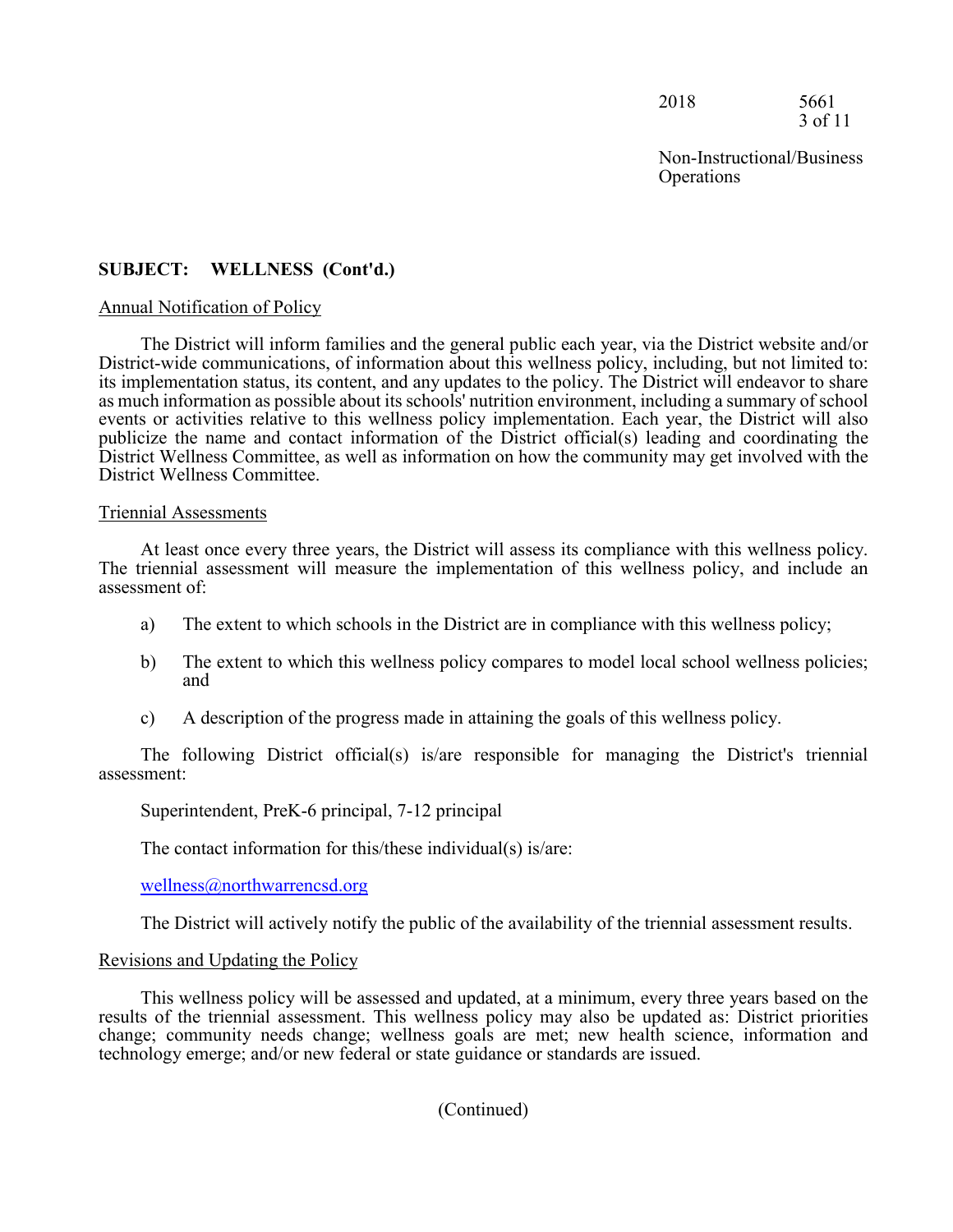## SUBJECT: WELLNESS (Cont'd.)

Annual Notification of Policy

The District will inform families and the general public each year, via the District website and/or District-wide communications, of information about this wellness policy, including, but not limited to: its implementation status, its content, and any updates to the policy. The District will endeavor to share as much information as possible about its schools' nutrition environment, including a summary of school events or activities relative to this wellness policy implementation. Each year, the District will also publicize the name and contact information of the District official(s) leading and coordinating the District Wellness Committee, as well as information on how the community may get involved with the District Wellness Committee.

Triennial Assessments

At least once every three years, the District will assess its compliance with this wellness policy. The triennial assessment will measure the implementation of this wellness policy, and include an assessment of:

a) The extent to which schools in the District are in compliance with this wellness policy;

b) The extent to which this wellness policy compares to model local school wellness policies; and

c) A description of the progress made in attaining the goals of this wellness policy.

The following District official(s) is/are responsible for managing the District's triennial assessment:

Superintendent, PreK-6 principal, 7-12 principal

The contact information for this/these individual(s) is/are:

wellness@northwarrencsd.org

The District will actively notify the public of the availability of the triennial assessment results.

Revisions and Updating the Policy

This wellness policy will be assessed and updated, at a minimum, every three years based on the results of the triennial assessment. This wellness policy may also be updated as: District priorities change; community needs change; wellness goals are met; new health science, information and technology emerge; and/or new federal or state guidance or standards are issued.

(Continued)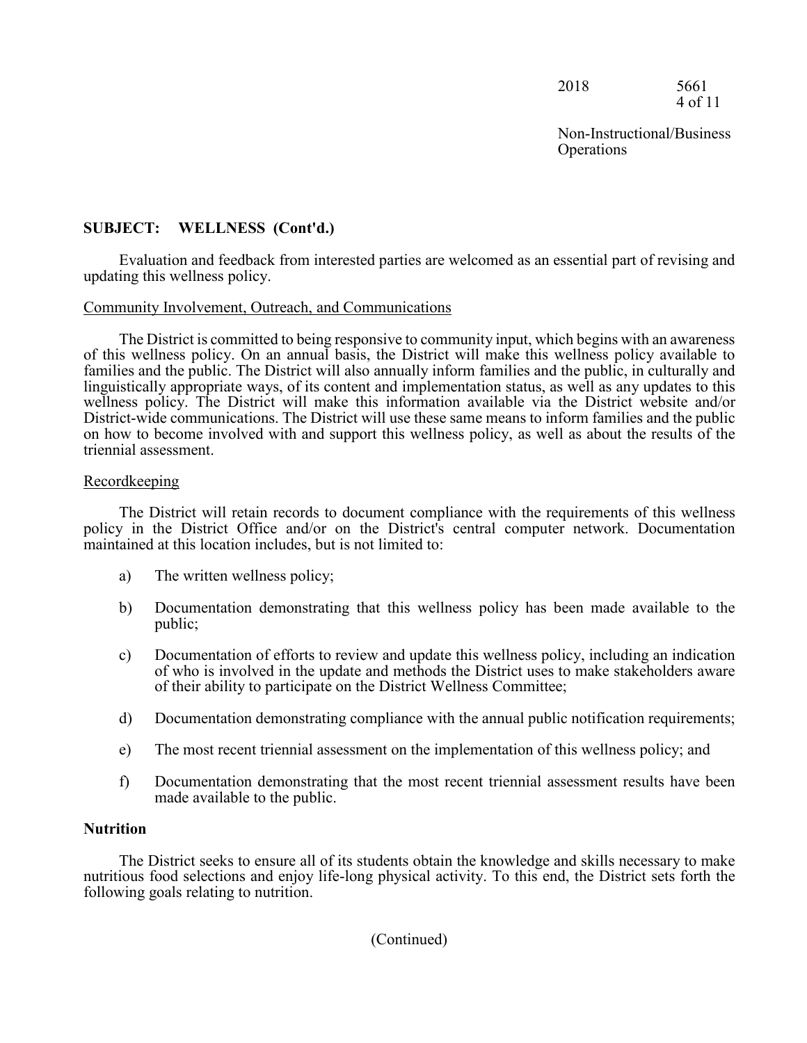**SUBJECT: WELLNESS (Cont'd.)**

Evaluation and feedback from interested parties are welcomed as an essential part of revising and updating this wellness policy.

Community Involvement, Outreach, and Communications

The District is committed to being responsive to community input, which begins with an awareness of this wellness policy. On an annual basis, the District will make this wellness policy available to families and the public. The District will also annually inform families and the public, in culturally and linguistically appropriate ways, of its content and implementation status, as well as any updates to this wellness policy. The District will make this information available via the District website and/or District-wide communications. The District will use these same means to inform families and the public on how to become involved with and support this wellness policy, as well as about the results of the triennial assessment.

Recordkeeping

The District will retain records to document compliance with the requirements of this wellness policy in the District Office and/or on the District's central computer network. Documentation maintained at this location includes, but is not limited to:

a) The written wellness policy;

b) Documentation demonstrating that this wellness policy has been made available to the public;

c) Documentation of efforts to review and update this wellness policy, including an indication of who is involved in the update and methods the District uses to make stakeholders aware of their ability to participate on the District Wellness Committee;

d) Documentation demonstrating compliance with the annual public notification requirements;

e) The most recent triennial assessment on the implementation of this wellness policy; and

f) Documentation demonstrating that the most recent triennial assessment results have been made available to the public.

**Nutrition**

The District seeks to ensure all of its students obtain the knowledge and skills necessary to make nutritious food selections and enjoy life-long physical activity. To this end, the District sets forth the following goals relating to nutrition.

(Continued)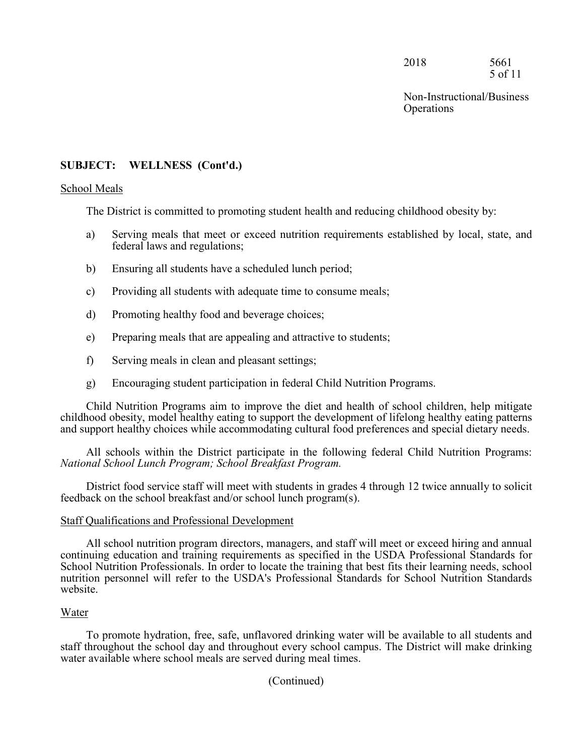**SUBJECT: WELLNESS (Cont'd.)**

School Meals

The District is committed to promoting student health and reducing childhood obesity by:

a) Serving meals that meet or exceed nutrition requirements established by local, state, and federal laws and regulations;

b) Ensuring all students have a scheduled lunch period;

c) Providing all students with adequate time to consume meals;

d) Promoting healthy food and beverage choices;

e) Preparing meals that are appealing and attractive to students;

f) Serving meals in clean and pleasant settings;

g) Encouraging student participation in federal Child Nutrition Programs.

Child Nutrition Programs aim to improve the diet and health of school children, help mitigate childhood obesity, model healthy eating to support the development of lifelong healthy eating patterns and support healthy choices while accommodating cultural food preferences and special dietary needs.

All schools within the District participate in the following federal Child Nutrition Programs: *National School Lunch Program; School Breakfast Program.*

District food service staff will meet with students in grades 4 through 12 twice annually to solicit feedback on the school breakfast and/or school lunch program(s).

Staff Qualifications and Professional Development

All school nutrition program directors, managers, and staff will meet or exceed hiring and annual continuing education and training requirements as specified in the USDA Professional Standards for School Nutrition Professionals. In order to locate the training that best fits their learning needs, school nutrition personnel will refer to the USDA's Professional Standards for School Nutrition Standards website.

Water

To promote hydration, free, safe, unflavored drinking water will be available to all students and staff throughout the school day and throughout every school campus. The District will make drinking water available where school meals are served during meal times.

(Continued)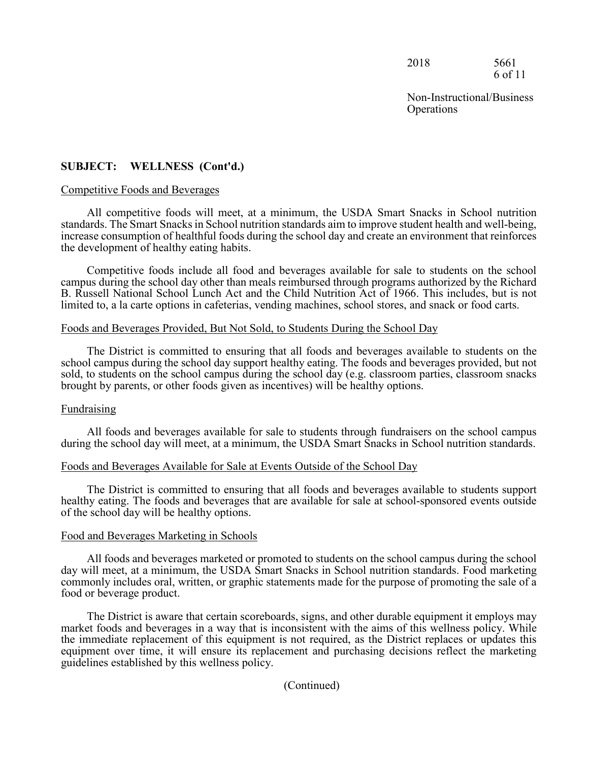**SUBJECT: WELLNESS (Cont'd.)**

Competitive Foods and Beverages

All competitive foods will meet, at a minimum, the USDA Smart Snacks in School nutrition standards. The Smart Snacks in School nutrition standards aim to improve student health and well-being, increase consumption of healthful foods during the school day and create an environment that reinforces the development of healthy eating habits.

Competitive foods include all food and beverages available for sale to students on the school campus during the school day other than meals reimbursed through programs authorized by the Richard B. Russell National School Lunch Act and the Child Nutrition Act of 1966. This includes, but is not limited to, a la carte options in cafeterias, vending machines, school stores, and snack or food carts.

Foods and Beverages Provided, But Not Sold, to Students During the School Day

The District is committed to ensuring that all foods and beverages available to students on the school campus during the school day support healthy eating. The foods and beverages provided, but not sold, to students on the school campus during the school day (e.g. classroom parties, classroom snacks brought by parents, or other foods given as incentives) will be healthy options.

Fundraising

All foods and beverages available for sale to students through fundraisers on the school campus during the school day will meet, at a minimum, the USDA Smart Snacks in School nutrition standards.

Foods and Beverages Available for Sale at Events Outside of the School Day

The District is committed to ensuring that all foods and beverages available to students support healthy eating. The foods and beverages that are available for sale at school-sponsored events outside of the school day will be healthy options.

Food and Beverages Marketing in Schools

All foods and beverages marketed or promoted to students on the school campus during the school day will meet, at a minimum, the USDA Smart Snacks in School nutrition standards. Food marketing commonly includes oral, written, or graphic statements made for the purpose of promoting the sale of a food or beverage product.

The District is aware that certain scoreboards, signs, and other durable equipment it employs may market foods and beverages in a way that is inconsistent with the aims of this wellness policy. While the immediate replacement of this equipment is not required, as the District replaces or updates this equipment over time, it will ensure its replacement and purchasing decisions reflect the marketing guidelines established by this wellness policy.

(Continued)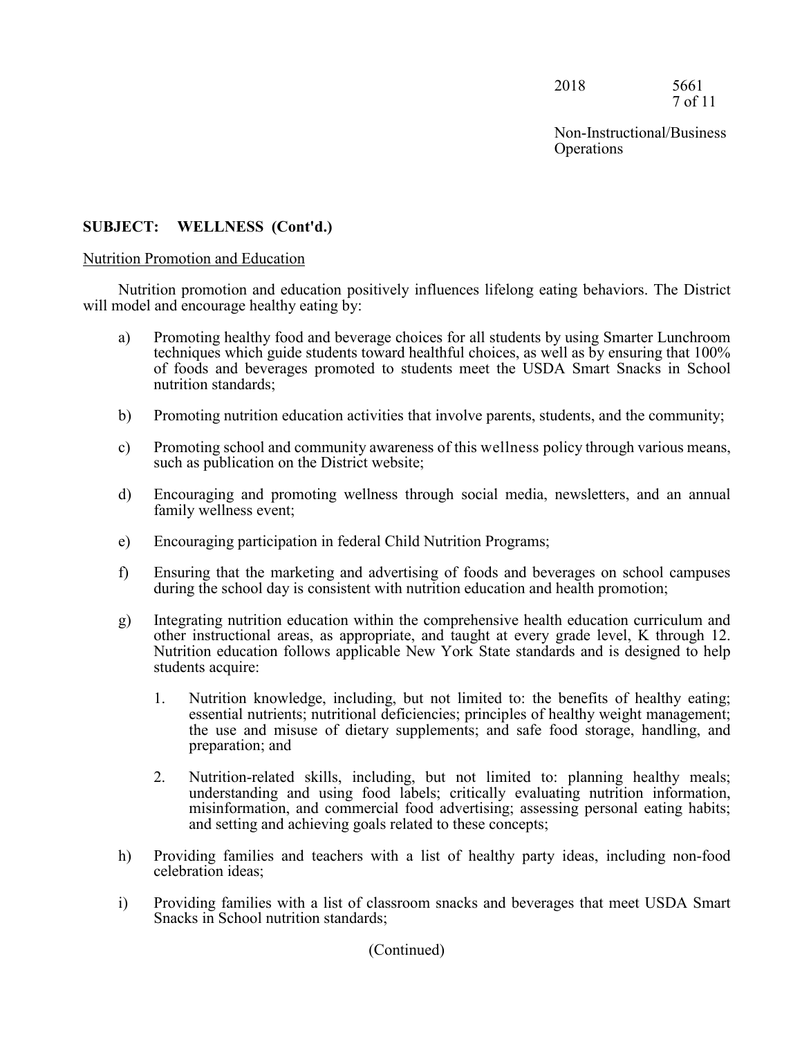**SUBJECT: WELLNESS (Cont'd.)**

Nutrition Promotion and Education

Nutrition promotion and education positively influences lifelong eating behaviors. The District will model and encourage healthy eating by:

a) Promoting healthy food and beverage choices for all students by using Smarter Lunchroom techniques which guide students toward healthful choices, as well as by ensuring that 100% of foods and beverages promoted to students meet the USDA Smart Snacks in School nutrition standards;

b) Promoting nutrition education activities that involve parents, students, and the community;

c) Promoting school and community awareness of this wellness policy through various means, such as publication on the District website;

d) Encouraging and promoting wellness through social media, newsletters, and an annual family wellness event;

e) Encouraging participation in federal Child Nutrition Programs;

f) Ensuring that the marketing and advertising of foods and beverages on school campuses during the school day is consistent with nutrition education and health promotion;

g) Integrating nutrition education within the comprehensive health education curriculum and other instructional areas, as appropriate, and taught at every grade level, K through 12. Nutrition education follows applicable New York State standards and is designed to help students acquire:

   1. Nutrition knowledge, including, but not limited to: the benefits of healthy eating; essential nutrients; nutritional deficiencies; principles of healthy weight management; the use and misuse of dietary supplements; and safe food storage, handling, and preparation; and

   2. Nutrition-related skills, including, but not limited to: planning healthy meals; understanding and using food labels; critically evaluating nutrition information, misinformation, and commercial food advertising; assessing personal eating habits; and setting and achieving goals related to these concepts;

h) Providing families and teachers with a list of healthy party ideas, including non-food celebration ideas;

i) Providing families with a list of classroom snacks and beverages that meet USDA Smart Snacks in School nutrition standards;

(Continued)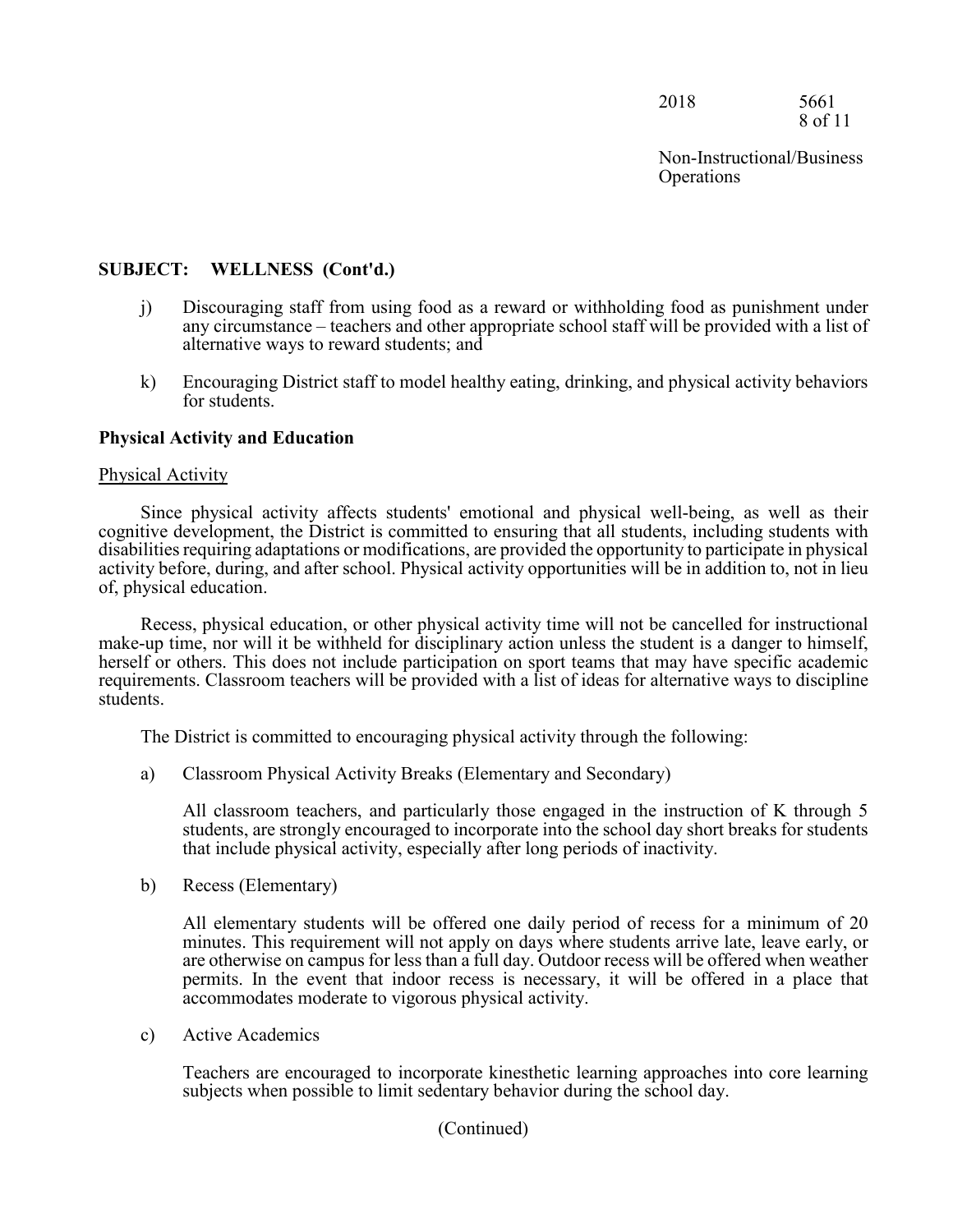## SUBJECT: WELLNESS (Cont'd.)

j) Discouraging staff from using food as a reward or withholding food as punishment under any circumstance – teachers and other appropriate school staff will be provided with a list of alternative ways to reward students; and

k) Encouraging District staff to model healthy eating, drinking, and physical activity behaviors for students.

### Physical Activity and Education

Physical Activity

Since physical activity affects students' emotional and physical well-being, as well as their cognitive development, the District is committed to ensuring that all students, including students with disabilities requiring adaptations or modifications, are provided the opportunity to participate in physical activity before, during, and after school. Physical activity opportunities will be in addition to, not in lieu of, physical education.

Recess, physical education, or other physical activity time will not be cancelled for instructional make-up time, nor will it be withheld for disciplinary action unless the student is a danger to himself, herself or others. This does not include participation on sport teams that may have specific academic requirements. Classroom teachers will be provided with a list of ideas for alternative ways to discipline students.

The District is committed to encouraging physical activity through the following:

a) Classroom Physical Activity Breaks (Elementary and Secondary)

All classroom teachers, and particularly those engaged in the instruction of K through 5 students, are strongly encouraged to incorporate into the school day short breaks for students that include physical activity, especially after long periods of inactivity.

b) Recess (Elementary)

All elementary students will be offered one daily period of recess for a minimum of 20 minutes. This requirement will not apply on days where students arrive late, leave early, or are otherwise on campus for less than a full day. Outdoor recess will be offered when weather permits. In the event that indoor recess is necessary, it will be offered in a place that accommodates moderate to vigorous physical activity.

c) Active Academics

Teachers are encouraged to incorporate kinesthetic learning approaches into core learning subjects when possible to limit sedentary behavior during the school day.

(Continued)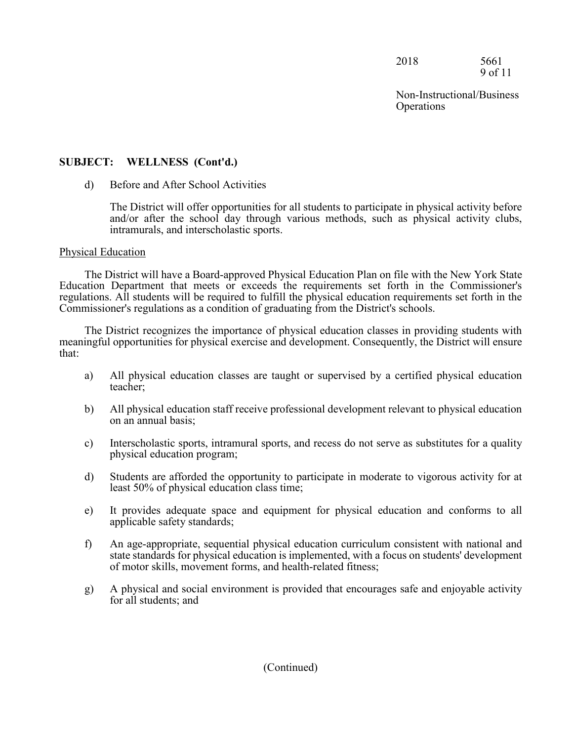**SUBJECT: WELLNESS (Cont'd.)**

d) Before and After School Activities

The District will offer opportunities for all students to participate in physical activity before and/or after the school day through various methods, such as physical activity clubs, intramurals, and interscholastic sports.

Physical Education

The District will have a Board-approved Physical Education Plan on file with the New York State Education Department that meets or exceeds the requirements set forth in the Commissioner's regulations. All students will be required to fulfill the physical education requirements set forth in the Commissioner's regulations as a condition of graduating from the District's schools.

The District recognizes the importance of physical education classes in providing students with meaningful opportunities for physical exercise and development. Consequently, the District will ensure that:

a) All physical education classes are taught or supervised by a certified physical education teacher;

b) All physical education staff receive professional development relevant to physical education on an annual basis;

c) Interscholastic sports, intramural sports, and recess do not serve as substitutes for a quality physical education program;

d) Students are afforded the opportunity to participate in moderate to vigorous activity for at least 50% of physical education class time;

e) It provides adequate space and equipment for physical education and conforms to all applicable safety standards;

f) An age-appropriate, sequential physical education curriculum consistent with national and state standards for physical education is implemented, with a focus on students' development of motor skills, movement forms, and health-related fitness;

g) A physical and social environment is provided that encourages safe and enjoyable activity for all students; and

(Continued)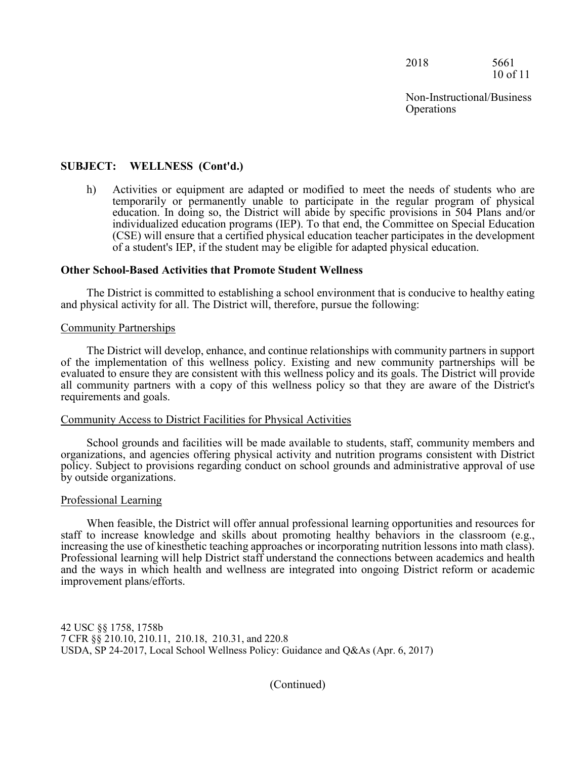**SUBJECT: WELLNESS (Cont'd.)**

h) Activities or equipment are adapted or modified to meet the needs of students who are temporarily or permanently unable to participate in the regular program of physical education. In doing so, the District will abide by specific provisions in 504 Plans and/or individualized education programs (IEP). To that end, the Committee on Special Education (CSE) will ensure that a certified physical education teacher participates in the development of a student's IEP, if the student may be eligible for adapted physical education.

**Other School-Based Activities that Promote Student Wellness**

The District is committed to establishing a school environment that is conducive to healthy eating and physical activity for all. The District will, therefore, pursue the following:

Community Partnerships

The District will develop, enhance, and continue relationships with community partners in support of the implementation of this wellness policy. Existing and new community partnerships will be evaluated to ensure they are consistent with this wellness policy and its goals. The District will provide all community partners with a copy of this wellness policy so that they are aware of the District's requirements and goals.

Community Access to District Facilities for Physical Activities

School grounds and facilities will be made available to students, staff, community members and organizations, and agencies offering physical activity and nutrition programs consistent with District policy. Subject to provisions regarding conduct on school grounds and administrative approval of use by outside organizations.

Professional Learning

When feasible, the District will offer annual professional learning opportunities and resources for staff to increase knowledge and skills about promoting healthy behaviors in the classroom (e.g., increasing the use of kinesthetic teaching approaches or incorporating nutrition lessons into math class). Professional learning will help District staff understand the connections between academics and health and the ways in which health and wellness are integrated into ongoing District reform or academic improvement plans/efforts.

42 USC §§ 1758, 1758b
7 CFR §§ 210.10, 210.11, 210.18, 210.31, and 220.8
USDA, SP 24-2017, Local School Wellness Policy: Guidance and Q&As (Apr. 6, 2017)

(Continued)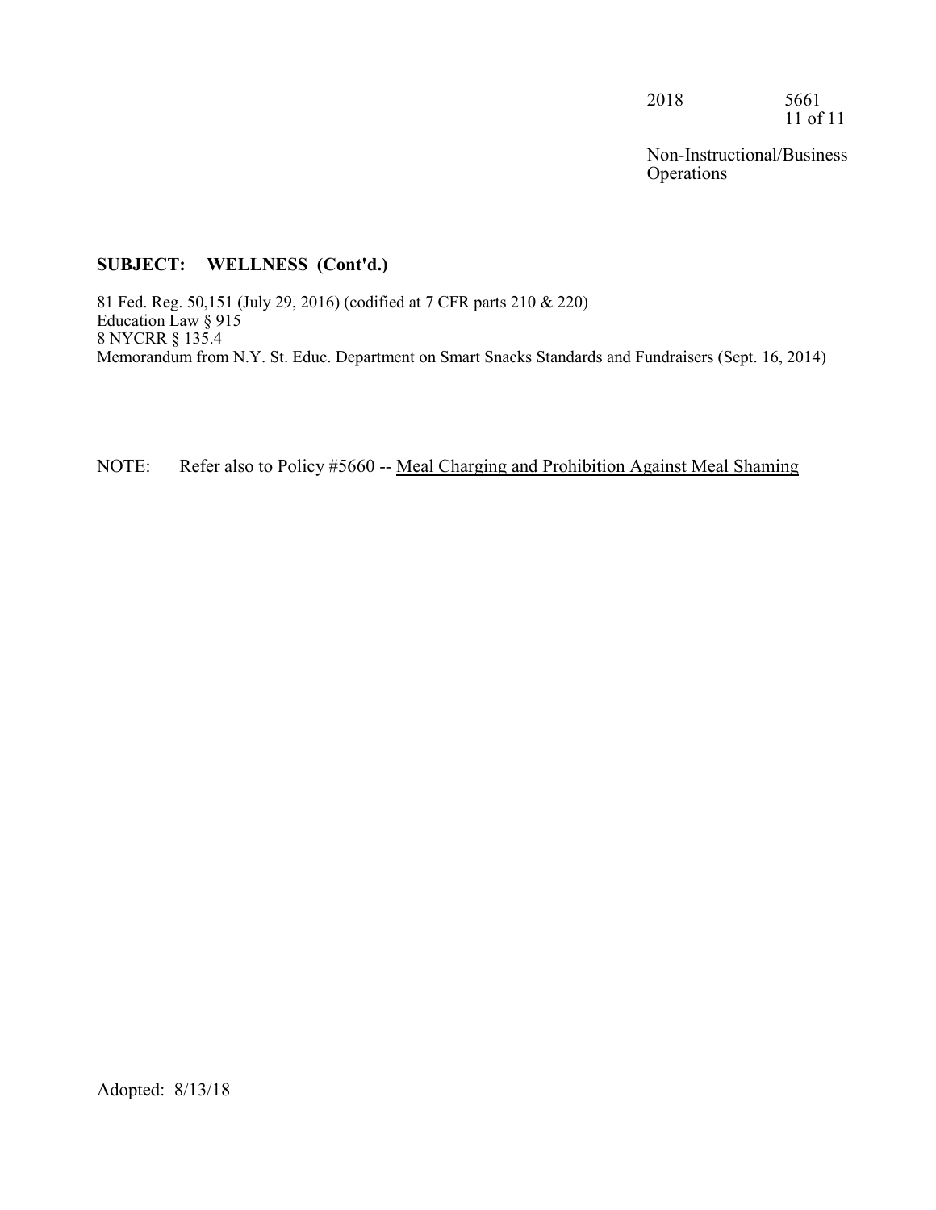## SUBJECT: WELLNESS (Cont'd.)

81 Fed. Reg. 50,151 (July 29, 2016) (codified at 7 CFR parts 210 & 220)
Education Law § 915
8 NYCRR § 135.4
Memorandum from N.Y. St. Educ. Department on Smart Snacks Standards and Fundraisers (Sept. 16, 2014)

NOTE: Refer also to Policy #5660 -- Meal Charging and Prohibition Against Meal Shaming

Adopted: 8/13/18